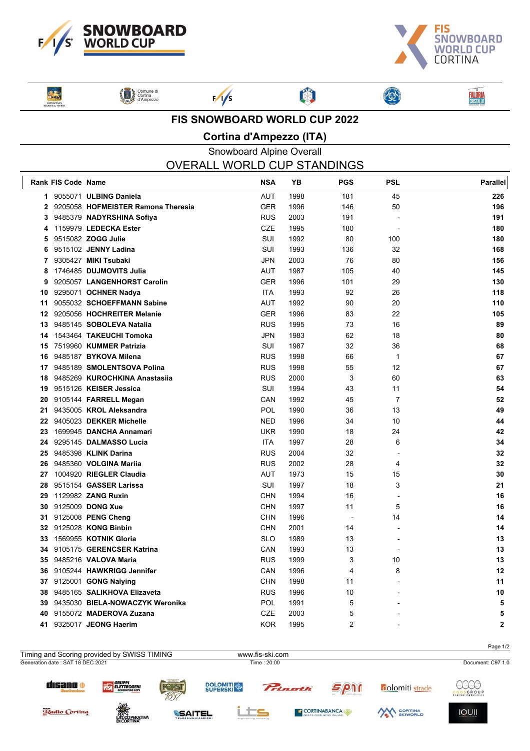# FIS SNOWBOARD WORLD CUP 2022

## Cortina d'Ampezzo (ITA)

### Snowboard Alpine Overall

## OVERALL WORLD CUP STANDINGS

| Rank | FIS Code | Name | NSA | YB | PGS | PSL | Parallel |
|---|---|---|---|---|---|---|---|
| 1 | 9055071 | **ULBING Daniela** | AUT | 1998 | 181 | 45 | **226** |
| 2 | 9205058 | **HOFMEISTER Ramona Theresia** | GER | 1996 | 146 | 50 | **196** |
| 3 | 9485379 | **NADYRSHINA Sofiya** | RUS | 2003 | 191 | - | **191** |
| 4 | 1159979 | **LEDECKA Ester** | CZE | 1995 | 180 | - | **180** |
| 5 | 9515082 | **ZOGG Julie** | SUI | 1992 | 80 | 100 | **180** |
| 6 | 9515102 | **JENNY Ladina** | SUI | 1993 | 136 | 32 | **168** |
| 7 | 9305427 | **MIKI Tsubaki** | JPN | 2003 | 76 | 80 | **156** |
| 8 | 1746485 | **DUJMOVITS Julia** | AUT | 1987 | 105 | 40 | **145** |
| 9 | 9205057 | **LANGENHORST Carolin** | GER | 1996 | 101 | 29 | **130** |
| 10 | 9295071 | **OCHNER Nadya** | ITA | 1993 | 92 | 26 | **118** |
| 11 | 9055032 | **SCHOEFFMANN Sabine** | AUT | 1992 | 90 | 20 | **110** |
| 12 | 9205056 | **HOCHREITER Melanie** | GER | 1996 | 83 | 22 | **105** |
| 13 | 9485145 | **SOBOLEVA Natalia** | RUS | 1995 | 73 | 16 | **89** |
| 14 | 1543464 | **TAKEUCHI Tomoka** | JPN | 1983 | 62 | 18 | **80** |
| 15 | 7519960 | **KUMMER Patrizia** | SUI | 1987 | 32 | 36 | **68** |
| 16 | 9485187 | **BYKOVA Milena** | RUS | 1998 | 66 | 1 | **67** |
| 17 | 9485189 | **SMOLENTSOVA Polina** | RUS | 1998 | 55 | 12 | **67** |
| 18 | 9485269 | **KUROCHKINA Anastasiia** | RUS | 2000 | 3 | 60 | **63** |
| 19 | 9515126 | **KEISER Jessica** | SUI | 1994 | 43 | 11 | **54** |
| 20 | 9105144 | **FARRELL Megan** | CAN | 1992 | 45 | 7 | **52** |
| 21 | 9435005 | **KROL Aleksandra** | POL | 1990 | 36 | 13 | **49** |
| 22 | 9405023 | **DEKKER Michelle** | NED | 1996 | 34 | 10 | **44** |
| 23 | 1699945 | **DANCHA Annamari** | UKR | 1990 | 18 | 24 | **42** |
| 24 | 9295145 | **DALMASSO Lucia** | ITA | 1997 | 28 | 6 | **34** |
| 25 | 9485398 | **KLINK Darina** | RUS | 2004 | 32 | - | **32** |
| 26 | 9485360 | **VOLGINA Mariia** | RUS | 2002 | 28 | 4 | **32** |
| 27 | 1004920 | **RIEGLER Claudia** | AUT | 1973 | 15 | 15 | **30** |
| 28 | 9515154 | **GASSER Larissa** | SUI | 1997 | 18 | 3 | **21** |
| 29 | 1129982 | **ZANG Ruxin** | CHN | 1994 | 16 | - | **16** |
| 30 | 9125009 | **DONG Xue** | CHN | 1997 | 11 | 5 | **16** |
| 31 | 9125008 | **PENG Cheng** | CHN | 1996 | - | 14 | **14** |
| 32 | 9125028 | **KONG Binbin** | CHN | 2001 | 14 | - | **14** |
| 33 | 1569955 | **KOTNIK Gloria** | SLO | 1989 | 13 | - | **13** |
| 34 | 9105175 | **GERENCSER Katrina** | CAN | 1993 | 13 | - | **13** |
| 35 | 9485216 | **VALOVA Maria** | RUS | 1999 | 3 | 10 | **13** |
| 36 | 9105244 | **HAWKRIGG Jennifer** | CAN | 1996 | 4 | 8 | **12** |
| 37 | 9125001 | **GONG Naiying** | CHN | 1998 | 11 | - | **11** |
| 38 | 9485165 | **SALIKHOVA Elizaveta** | RUS | 1996 | 10 | - | **10** |
| 39 | 9435030 | **BIELA-NOWACZYK Weronika** | POL | 1991 | 5 | - | **5** |
| 40 | 9155072 | **MADEROVA Zuzana** | CZE | 2003 | 5 | - | **5** |
| 41 | 9325017 | **JEONG Haerim** | KOR | 1995 | 2 | - | **2** |

Timing and Scoring provided by SWISS TIMING
www.fis-ski.com
Generation date : SAT 18 DEC 2021
Time : 20:00
Document: C97 1.0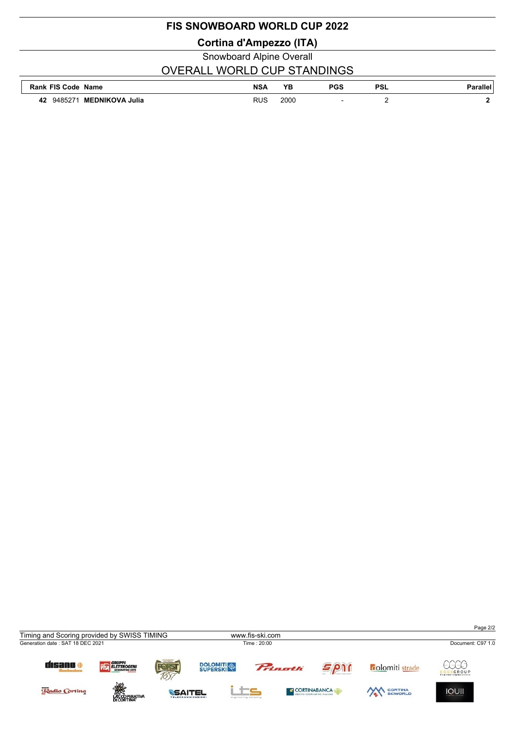# FIS SNOWBOARD WORLD CUP 2022

## Cortina d'Ampezzo (ITA)

### Snowboard Alpine Overall

### OVERALL WORLD CUP STANDINGS

| Rank | FIS Code | Name | NSA | YB | PGS | PSL | Parallel |
|---|---|---|---|---|---|---|---|
| **42** | 9485271 | **MEDNIKOVA Julia** | RUS | 2000 | - | 2 | **2** |

Timing and Scoring provided by SWISS TIMING

www.fis-ski.com

Generation date : SAT 18 DEC 2021

Time : 20:00

Document: C97 1.0